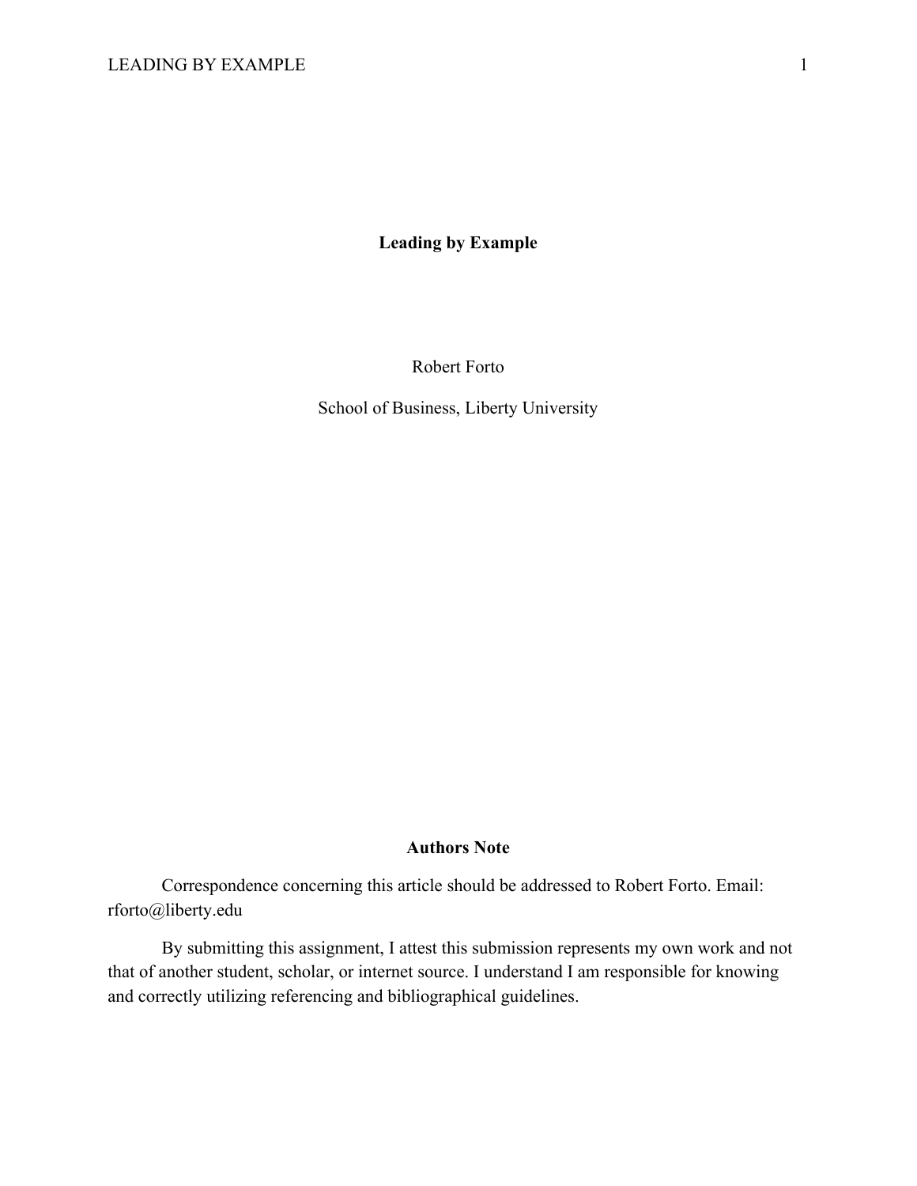# Leading by Example

Robert Forto

School of Business, Liberty University

## Authors Note

Correspondence concerning this article should be addressed to Robert Forto. Email: rforto@liberty.edu

By submitting this assignment, I attest this submission represents my own work and not that of another student, scholar, or internet source. I understand I am responsible for knowing and correctly utilizing referencing and bibliographical guidelines.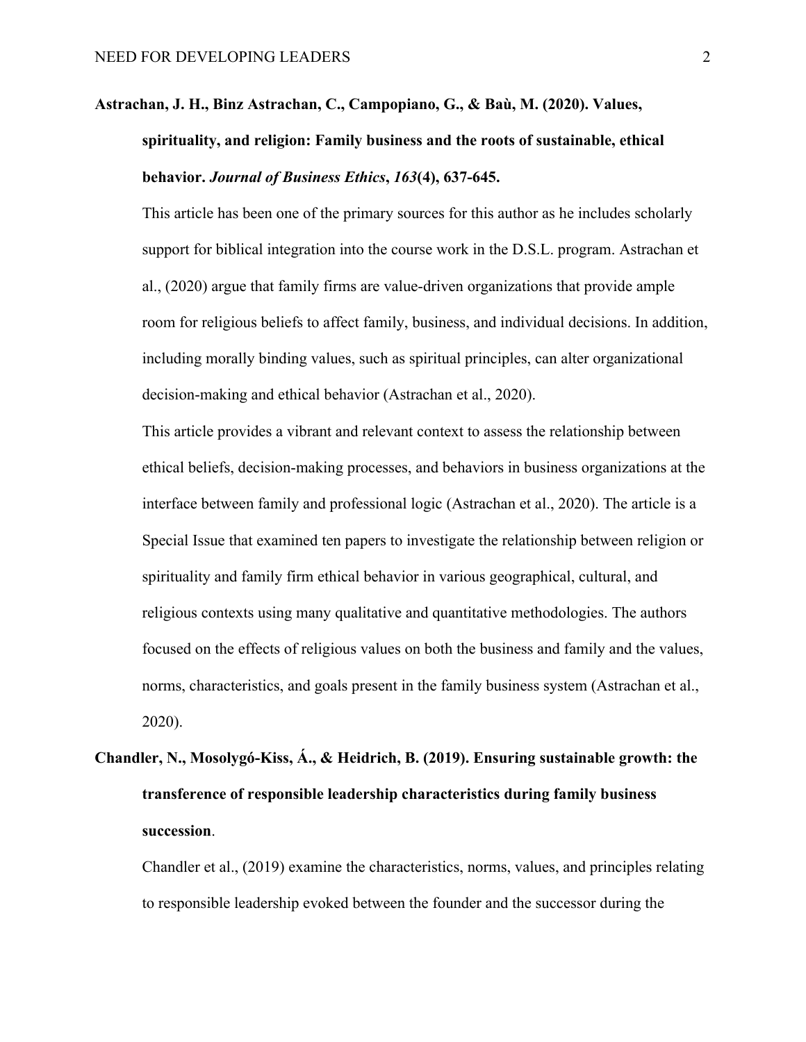**Astrachan, J. H., Binz Astrachan, C., Campopiano, G., & Baù, M. (2020). Values, spirituality, and religion: Family business and the roots of sustainable, ethical behavior. *Journal of Business Ethics*, *163*(4), 637-645.**

This article has been one of the primary sources for this author as he includes scholarly support for biblical integration into the course work in the D.S.L. program. Astrachan et al., (2020) argue that family firms are value-driven organizations that provide ample room for religious beliefs to affect family, business, and individual decisions. In addition, including morally binding values, such as spiritual principles, can alter organizational decision-making and ethical behavior (Astrachan et al., 2020).

This article provides a vibrant and relevant context to assess the relationship between ethical beliefs, decision-making processes, and behaviors in business organizations at the interface between family and professional logic (Astrachan et al., 2020). The article is a Special Issue that examined ten papers to investigate the relationship between religion or spirituality and family firm ethical behavior in various geographical, cultural, and religious contexts using many qualitative and quantitative methodologies. The authors focused on the effects of religious values on both the business and family and the values, norms, characteristics, and goals present in the family business system (Astrachan et al., 2020).

**Chandler, N., Mosolygó-Kiss, Á., & Heidrich, B. (2019). Ensuring sustainable growth: the transference of responsible leadership characteristics during family business succession**.

Chandler et al., (2019) examine the characteristics, norms, values, and principles relating to responsible leadership evoked between the founder and the successor during the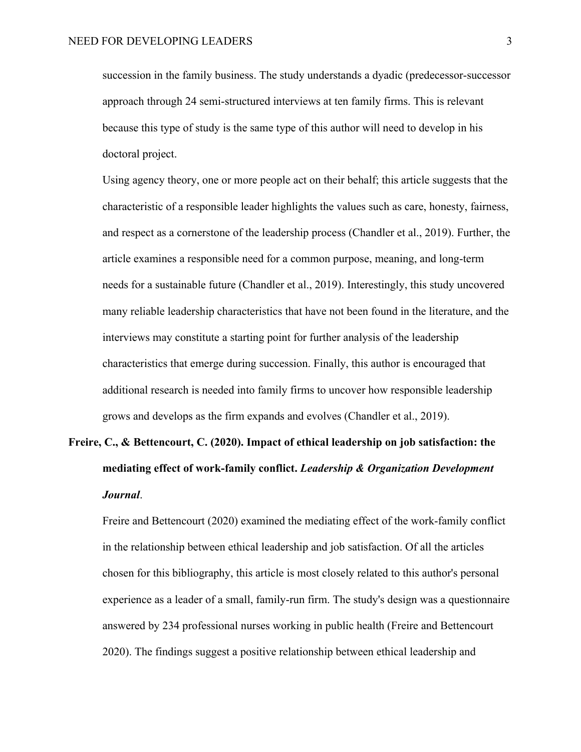succession in the family business. The study understands a dyadic (predecessor-successor approach through 24 semi-structured interviews at ten family firms. This is relevant because this type of study is the same type of this author will need to develop in his doctoral project.

Using agency theory, one or more people act on their behalf; this article suggests that the characteristic of a responsible leader highlights the values such as care, honesty, fairness, and respect as a cornerstone of the leadership process (Chandler et al., 2019). Further, the article examines a responsible need for a common purpose, meaning, and long-term needs for a sustainable future (Chandler et al., 2019). Interestingly, this study uncovered many reliable leadership characteristics that have not been found in the literature, and the interviews may constitute a starting point for further analysis of the leadership characteristics that emerge during succession. Finally, this author is encouraged that additional research is needed into family firms to uncover how responsible leadership grows and develops as the firm expands and evolves (Chandler et al., 2019).

**Freire, C., & Bettencourt, C. (2020). Impact of ethical leadership on job satisfaction: the mediating effect of work-family conflict.** ***Leadership & Organization Development Journal***.

Freire and Bettencourt (2020) examined the mediating effect of the work-family conflict in the relationship between ethical leadership and job satisfaction. Of all the articles chosen for this bibliography, this article is most closely related to this author's personal experience as a leader of a small, family-run firm. The study's design was a questionnaire answered by 234 professional nurses working in public health (Freire and Bettencourt 2020). The findings suggest a positive relationship between ethical leadership and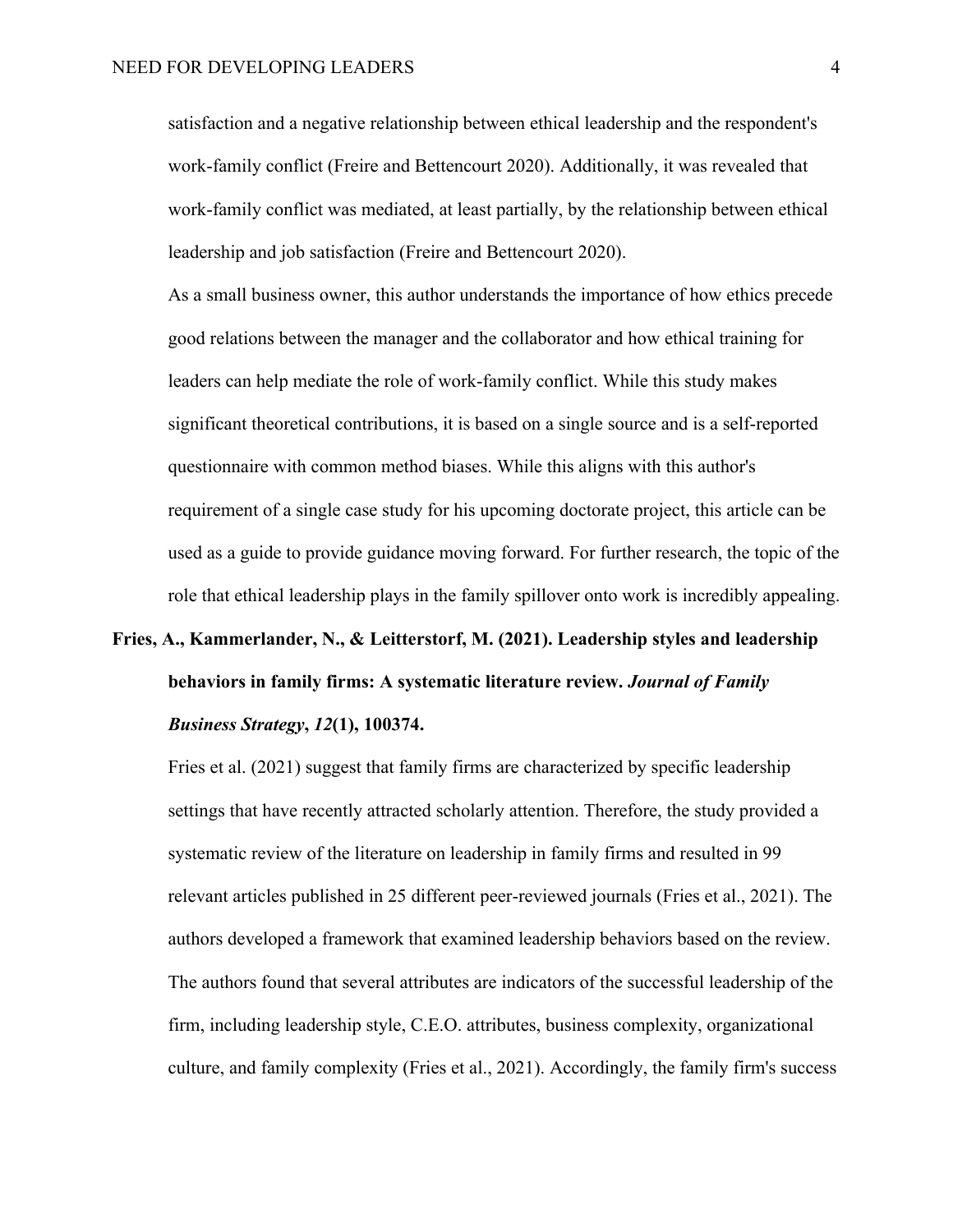satisfaction and a negative relationship between ethical leadership and the respondent's work-family conflict (Freire and Bettencourt 2020). Additionally, it was revealed that work-family conflict was mediated, at least partially, by the relationship between ethical leadership and job satisfaction (Freire and Bettencourt 2020).

As a small business owner, this author understands the importance of how ethics precede good relations between the manager and the collaborator and how ethical training for leaders can help mediate the role of work-family conflict. While this study makes significant theoretical contributions, it is based on a single source and is a self-reported questionnaire with common method biases. While this aligns with this author's requirement of a single case study for his upcoming doctorate project, this article can be used as a guide to provide guidance moving forward. For further research, the topic of the role that ethical leadership plays in the family spillover onto work is incredibly appealing.

**Fries, A., Kammerlander, N., & Leitterstorf, M. (2021). Leadership styles and leadership behaviors in family firms: A systematic literature review. *Journal of Family Business Strategy*, *12*(1), 100374.**

Fries et al. (2021) suggest that family firms are characterized by specific leadership settings that have recently attracted scholarly attention. Therefore, the study provided a systematic review of the literature on leadership in family firms and resulted in 99 relevant articles published in 25 different peer-reviewed journals (Fries et al., 2021). The authors developed a framework that examined leadership behaviors based on the review. The authors found that several attributes are indicators of the successful leadership of the firm, including leadership style, C.E.O. attributes, business complexity, organizational culture, and family complexity (Fries et al., 2021). Accordingly, the family firm's success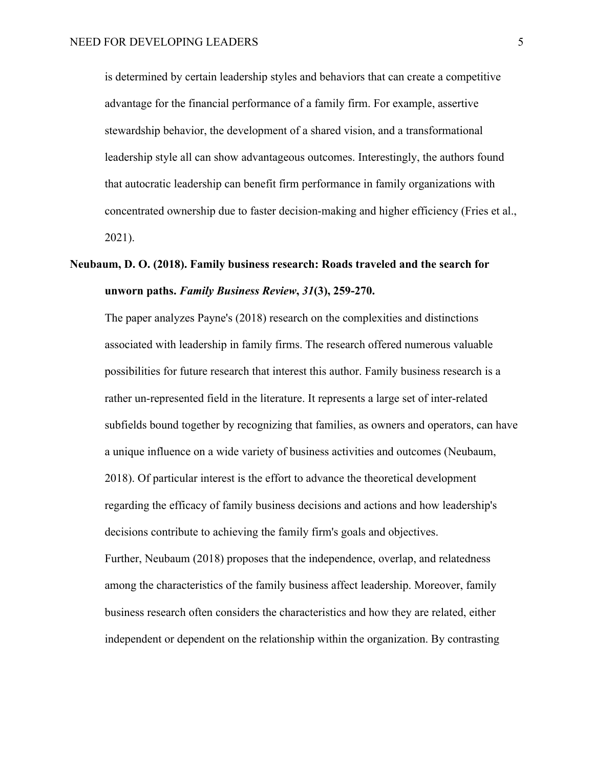is determined by certain leadership styles and behaviors that can create a competitive advantage for the financial performance of a family firm. For example, assertive stewardship behavior, the development of a shared vision, and a transformational leadership style all can show advantageous outcomes. Interestingly, the authors found that autocratic leadership can benefit firm performance in family organizations with concentrated ownership due to faster decision-making and higher efficiency (Fries et al., 2021).

**Neubaum, D. O. (2018). Family business research: Roads traveled and the search for unworn paths. *Family Business Review*, *31*(3), 259-270.**

The paper analyzes Payne's (2018) research on the complexities and distinctions associated with leadership in family firms. The research offered numerous valuable possibilities for future research that interest this author. Family business research is a rather un-represented field in the literature. It represents a large set of inter-related subfields bound together by recognizing that families, as owners and operators, can have a unique influence on a wide variety of business activities and outcomes (Neubaum, 2018). Of particular interest is the effort to advance the theoretical development regarding the efficacy of family business decisions and actions and how leadership's decisions contribute to achieving the family firm's goals and objectives.

Further, Neubaum (2018) proposes that the independence, overlap, and relatedness among the characteristics of the family business affect leadership. Moreover, family business research often considers the characteristics and how they are related, either independent or dependent on the relationship within the organization. By contrasting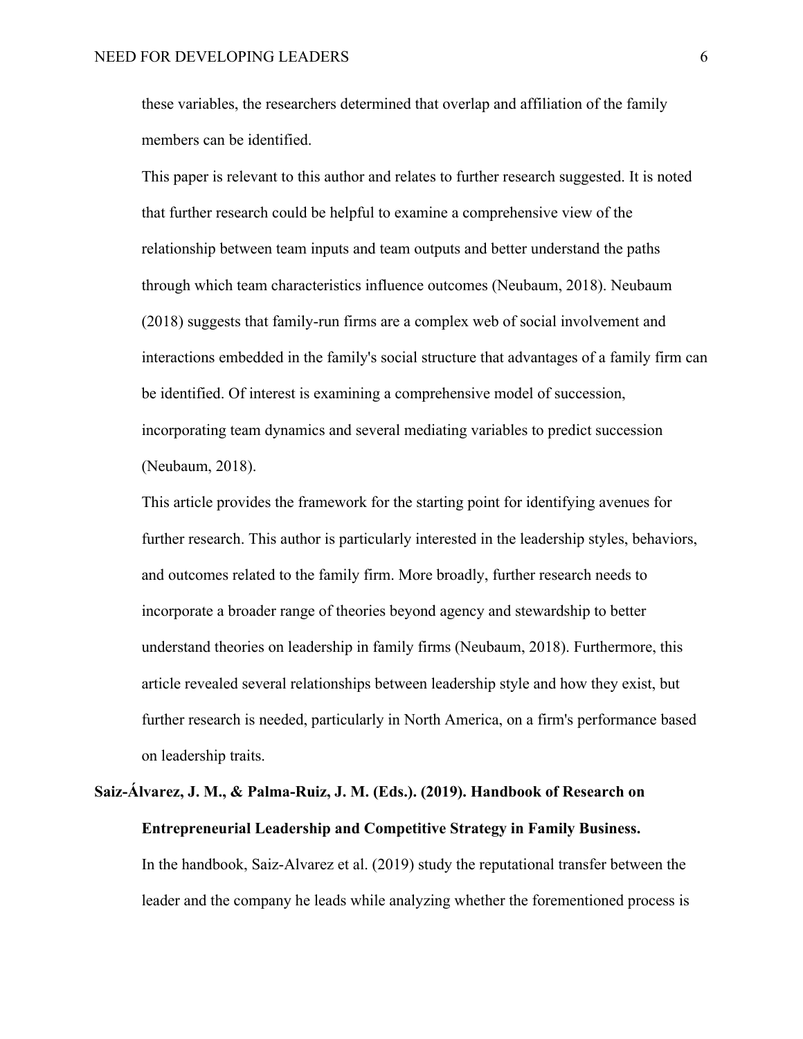these variables, the researchers determined that overlap and affiliation of the family members can be identified.

This paper is relevant to this author and relates to further research suggested. It is noted that further research could be helpful to examine a comprehensive view of the relationship between team inputs and team outputs and better understand the paths through which team characteristics influence outcomes (Neubaum, 2018). Neubaum (2018) suggests that family-run firms are a complex web of social involvement and interactions embedded in the family's social structure that advantages of a family firm can be identified. Of interest is examining a comprehensive model of succession, incorporating team dynamics and several mediating variables to predict succession (Neubaum, 2018).

This article provides the framework for the starting point for identifying avenues for further research. This author is particularly interested in the leadership styles, behaviors, and outcomes related to the family firm. More broadly, further research needs to incorporate a broader range of theories beyond agency and stewardship to better understand theories on leadership in family firms (Neubaum, 2018). Furthermore, this article revealed several relationships between leadership style and how they exist, but further research is needed, particularly in North America, on a firm's performance based on leadership traits.

**Saiz-Álvarez, J. M., & Palma-Ruiz, J. M. (Eds.). (2019). Handbook of Research on Entrepreneurial Leadership and Competitive Strategy in Family Business.**

In the handbook, Saiz-Alvarez et al. (2019) study the reputational transfer between the leader and the company he leads while analyzing whether the forementioned process is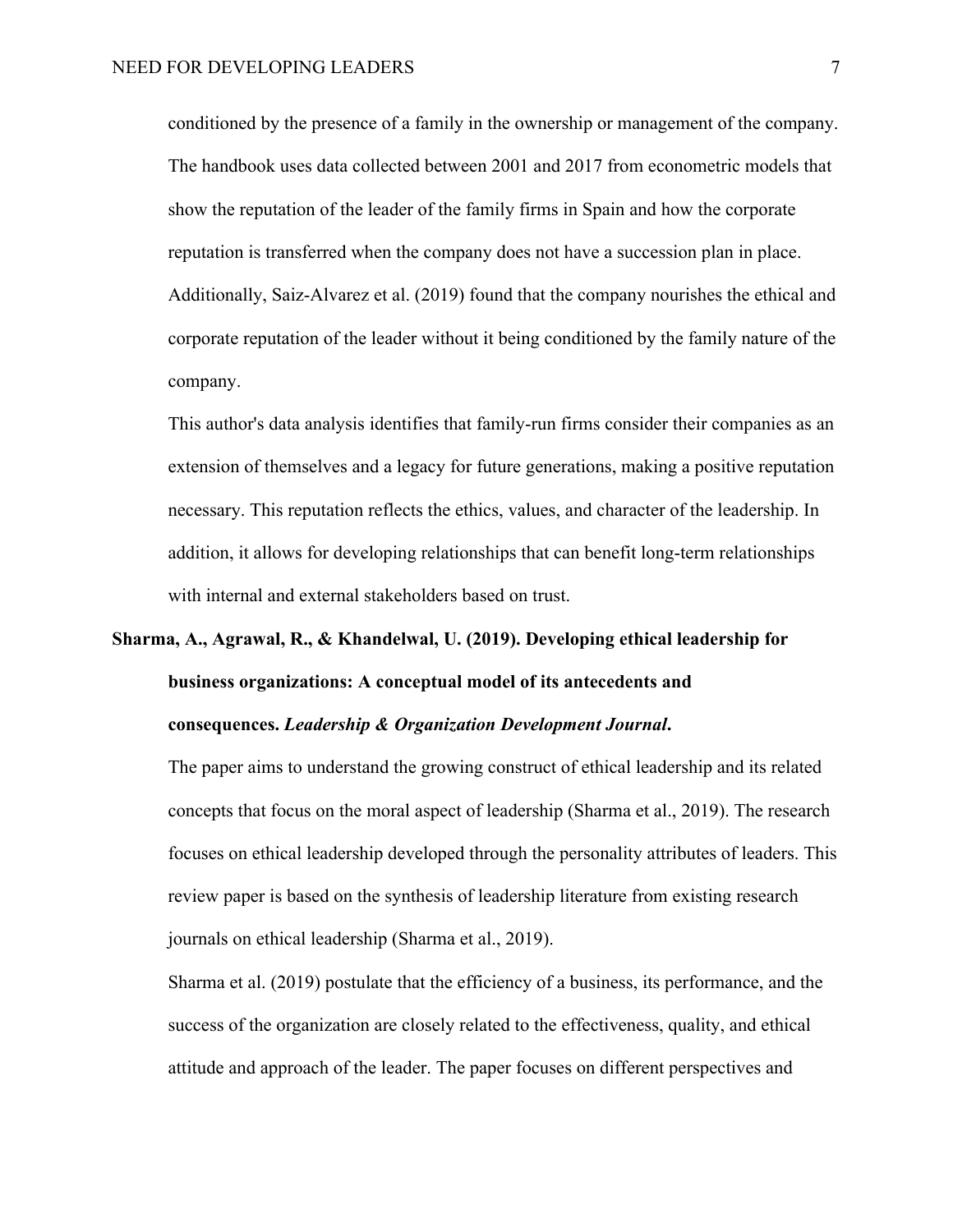conditioned by the presence of a family in the ownership or management of the company. The handbook uses data collected between 2001 and 2017 from econometric models that show the reputation of the leader of the family firms in Spain and how the corporate reputation is transferred when the company does not have a succession plan in place. Additionally, Saiz-Alvarez et al. (2019) found that the company nourishes the ethical and corporate reputation of the leader without it being conditioned by the family nature of the company.

This author's data analysis identifies that family-run firms consider their companies as an extension of themselves and a legacy for future generations, making a positive reputation necessary. This reputation reflects the ethics, values, and character of the leadership. In addition, it allows for developing relationships that can benefit long-term relationships with internal and external stakeholders based on trust.

**Sharma, A., Agrawal, R., & Khandelwal, U. (2019). Developing ethical leadership for business organizations: A conceptual model of its antecedents and consequences. *Leadership & Organization Development Journal*.**

The paper aims to understand the growing construct of ethical leadership and its related concepts that focus on the moral aspect of leadership (Sharma et al., 2019). The research focuses on ethical leadership developed through the personality attributes of leaders. This review paper is based on the synthesis of leadership literature from existing research journals on ethical leadership (Sharma et al., 2019).

Sharma et al. (2019) postulate that the efficiency of a business, its performance, and the success of the organization are closely related to the effectiveness, quality, and ethical attitude and approach of the leader. The paper focuses on different perspectives and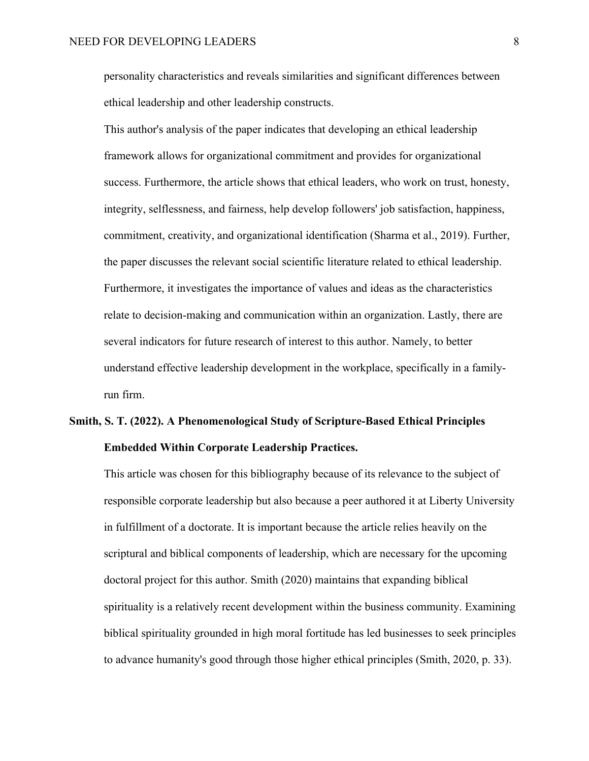personality characteristics and reveals similarities and significant differences between ethical leadership and other leadership constructs.

This author's analysis of the paper indicates that developing an ethical leadership framework allows for organizational commitment and provides for organizational success. Furthermore, the article shows that ethical leaders, who work on trust, honesty, integrity, selflessness, and fairness, help develop followers' job satisfaction, happiness, commitment, creativity, and organizational identification (Sharma et al., 2019). Further, the paper discusses the relevant social scientific literature related to ethical leadership. Furthermore, it investigates the importance of values and ideas as the characteristics relate to decision-making and communication within an organization. Lastly, there are several indicators for future research of interest to this author. Namely, to better understand effective leadership development in the workplace, specifically in a family-run firm.

**Smith, S. T. (2022). A Phenomenological Study of Scripture-Based Ethical Principles Embedded Within Corporate Leadership Practices.**

This article was chosen for this bibliography because of its relevance to the subject of responsible corporate leadership but also because a peer authored it at Liberty University in fulfillment of a doctorate. It is important because the article relies heavily on the scriptural and biblical components of leadership, which are necessary for the upcoming doctoral project for this author. Smith (2020) maintains that expanding biblical spirituality is a relatively recent development within the business community. Examining biblical spirituality grounded in high moral fortitude has led businesses to seek principles to advance humanity's good through those higher ethical principles (Smith, 2020, p. 33).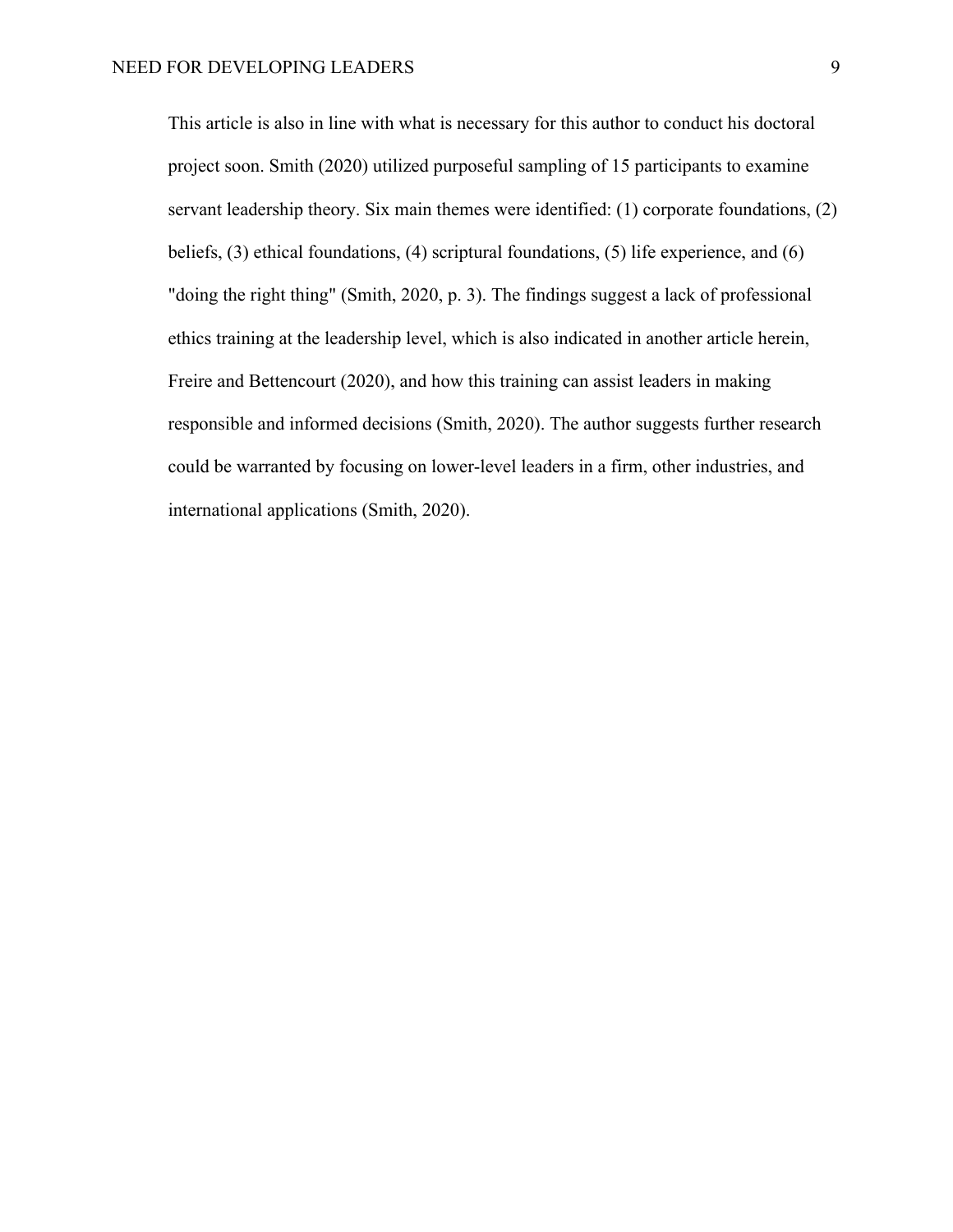This article is also in line with what is necessary for this author to conduct his doctoral project soon. Smith (2020) utilized purposeful sampling of 15 participants to examine servant leadership theory. Six main themes were identified: (1) corporate foundations, (2) beliefs, (3) ethical foundations, (4) scriptural foundations, (5) life experience, and (6) "doing the right thing" (Smith, 2020, p. 3). The findings suggest a lack of professional ethics training at the leadership level, which is also indicated in another article herein, Freire and Bettencourt (2020), and how this training can assist leaders in making responsible and informed decisions (Smith, 2020). The author suggests further research could be warranted by focusing on lower-level leaders in a firm, other industries, and international applications (Smith, 2020).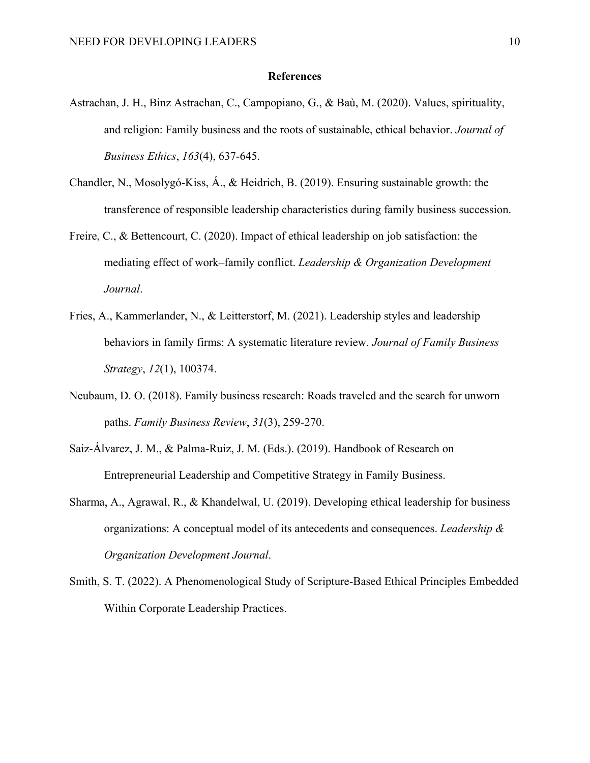## References

Astrachan, J. H., Binz Astrachan, C., Campopiano, G., & Baù, M. (2020). Values, spirituality, and religion: Family business and the roots of sustainable, ethical behavior. *Journal of Business Ethics*, *163*(4), 637-645.

Chandler, N., Mosolygó-Kiss, Á., & Heidrich, B. (2019). Ensuring sustainable growth: the transference of responsible leadership characteristics during family business succession.

Freire, C., & Bettencourt, C. (2020). Impact of ethical leadership on job satisfaction: the mediating effect of work–family conflict. *Leadership & Organization Development Journal*.

Fries, A., Kammerlander, N., & Leitterstorf, M. (2021). Leadership styles and leadership behaviors in family firms: A systematic literature review. *Journal of Family Business Strategy*, *12*(1), 100374.

Neubaum, D. O. (2018). Family business research: Roads traveled and the search for unworn paths. *Family Business Review*, *31*(3), 259-270.

Saiz-Álvarez, J. M., & Palma-Ruiz, J. M. (Eds.). (2019). Handbook of Research on Entrepreneurial Leadership and Competitive Strategy in Family Business.

Sharma, A., Agrawal, R., & Khandelwal, U. (2019). Developing ethical leadership for business organizations: A conceptual model of its antecedents and consequences. *Leadership & Organization Development Journal*.

Smith, S. T. (2022). A Phenomenological Study of Scripture-Based Ethical Principles Embedded Within Corporate Leadership Practices.